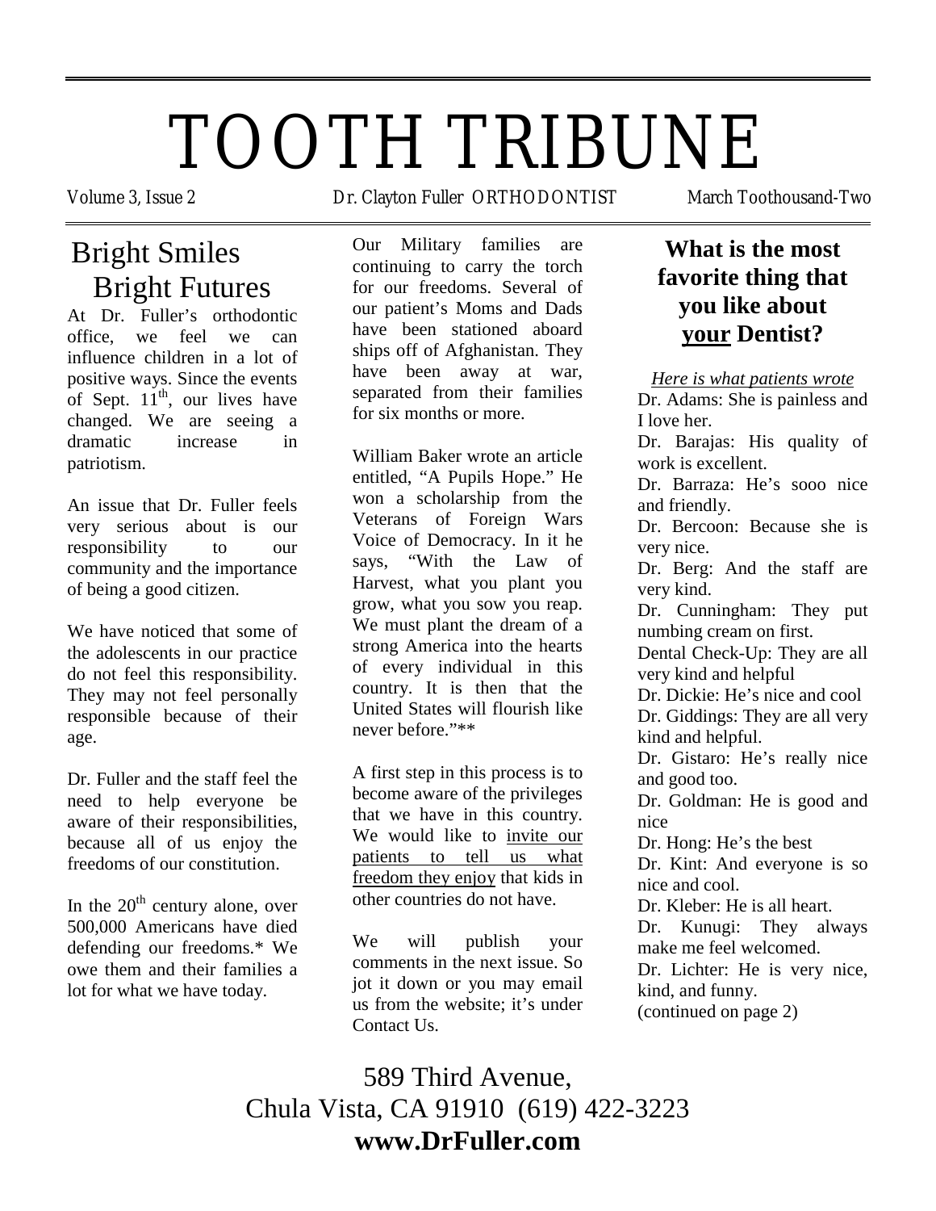# TOOTH TRIBUNE

Volume 3, Issue 2 — Dr. Clayton Fuller ORTHODONTIST — March Toothousand-Two

## Bright Smiles Bright Futures

At Dr. Fuller's orthodontic office, we feel we can influence children in a lot of positive ways. Since the events of Sept. 11th, our lives have changed. We are seeing a dramatic increase in patriotism.

An issue that Dr. Fuller feels very serious about is our responsibility to our community and the importance of being a good citizen.

We have noticed that some of the adolescents in our practice do not feel this responsibility. They may not feel personally responsible because of their age.

Dr. Fuller and the staff feel the need to help everyone be aware of their responsibilities, because all of us enjoy the freedoms of our constitution.

In the 20th century alone, over 500,000 Americans have died defending our freedoms.* We owe them and their families a lot for what we have today.

Our Military families are continuing to carry the torch for our freedoms. Several of our patient's Moms and Dads have been stationed aboard ships off of Afghanistan. They have been away at war, separated from their families for six months or more.

William Baker wrote an article entitled, "A Pupils Hope." He won a scholarship from the Veterans of Foreign Wars Voice of Democracy. In it he says, "With the Law of Harvest, what you plant you grow, what you sow you reap. We must plant the dream of a strong America into the hearts of every individual in this country. It is then that the United States will flourish like never before."**

A first step in this process is to become aware of the privileges that we have in this country. We would like to invite our patients to tell us what freedom they enjoy that kids in other countries do not have.

We will publish your comments in the next issue. So jot it down or you may email us from the website; it's under Contact Us.

## What is the most favorite thing that you like about **your** Dentist?

*Here is what patients wrote*

Dr. Adams: She is painless and I love her.
Dr. Barajas: His quality of work is excellent.
Dr. Barraza: He's sooo nice and friendly.
Dr. Bercoon: Because she is very nice.
Dr. Berg: And the staff are very kind.
Dr. Cunningham: They put numbing cream on first.
Dental Check-Up: They are all very kind and helpful
Dr. Dickie: He's nice and cool
Dr. Giddings: They are all very kind and helpful.
Dr. Gistaro: He's really nice and good too.
Dr. Goldman: He is good and nice
Dr. Hong: He's the best
Dr. Kint: And everyone is so nice and cool.
Dr. Kleber: He is all heart.
Dr. Kunugi: They always make me feel welcomed.
Dr. Lichter: He is very nice, kind, and funny.
(continued on page 2)

589 Third Avenue,
Chula Vista, CA 91910 (619) 422-3223
**www.DrFuller.com**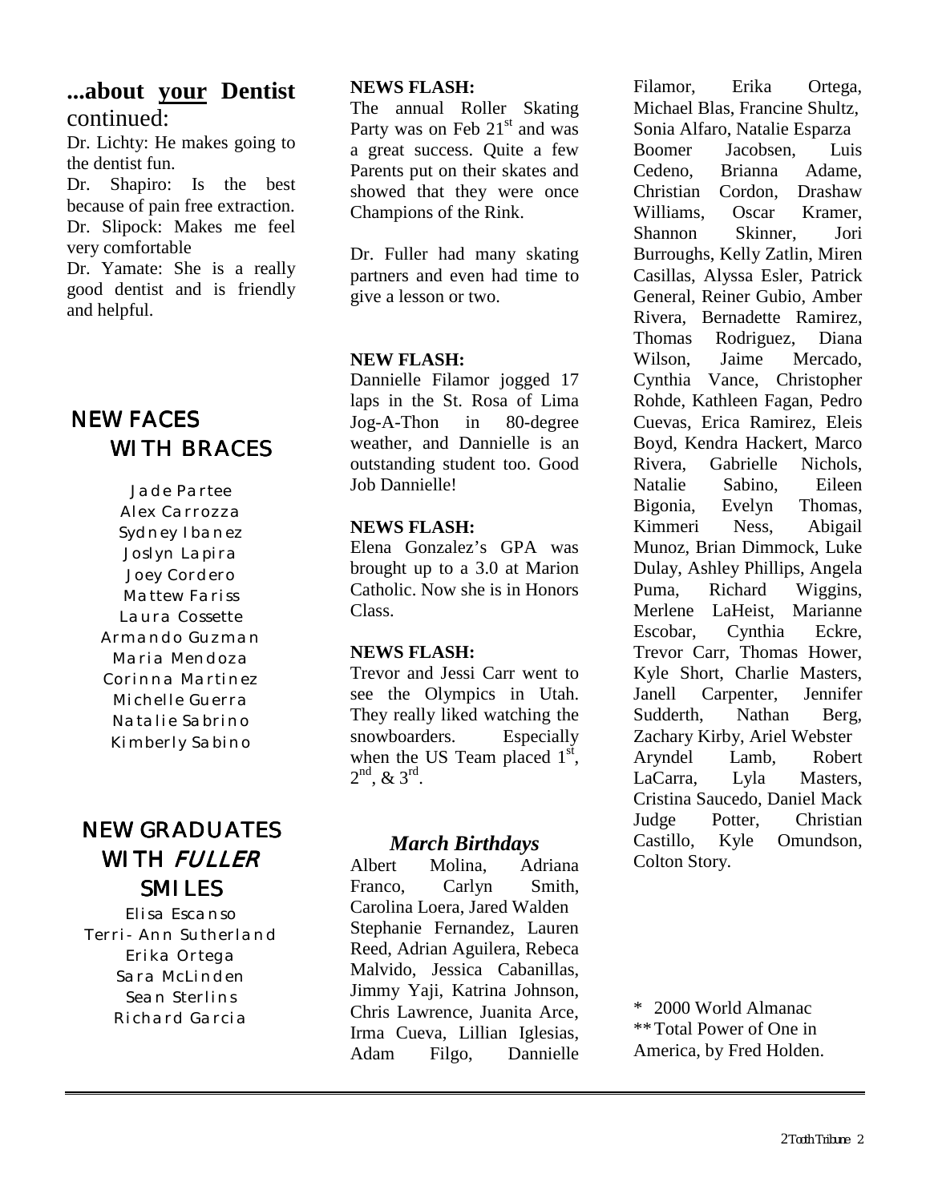## ...about <u>your</u> Dentist continued:

Dr. Lichty: He makes going to the dentist fun.
Dr. Shapiro: Is the best because of pain free extraction.
Dr. Slipock: Makes me feel very comfortable
Dr. Yamate: She is a really good dentist and is friendly and helpful.

## NEW FACES WITH BRACES

Jade Partee
Alex Carrozza
Sydney Ibanez
Joslyn Lapira
Joey Cordero
Mattew Fariss
Laura Cossette
Armando Guzman
Maria Mendoza
Corinna Martinez
Michelle Guerra
Natalie Sabrino
Kimberly Sabino

## NEW GRADUATES WITH *FULLER* SMILES

Elisa Escanso
Terri-Ann Sutherland
Erika Ortega
Sara McLinden
Sean Sterlins
Richard Garcia

**NEWS FLASH:**
The annual Roller Skating Party was on Feb 21st and was a great success. Quite a few Parents put on their skates and showed that they were once Champions of the Rink.

Dr. Fuller had many skating partners and even had time to give a lesson or two.

**NEW FLASH:**
Dannielle Filamor jogged 17 laps in the St. Rosa of Lima Jog-A-Thon in 80-degree weather, and Dannielle is an outstanding student too. Good Job Dannielle!

**NEWS FLASH:**
Elena Gonzalez's GPA was brought up to a 3.0 at Marion Catholic. Now she is in Honors Class.

**NEWS FLASH:**
Trevor and Jessi Carr went to see the Olympics in Utah. They really liked watching the snowboarders. Especially when the US Team placed 1st, 2nd, & 3rd.

### *March Birthdays*

Albert Molina, Adriana Franco, Carlyn Smith, Carolina Loera, Jared Walden Stephanie Fernandez, Lauren Reed, Adrian Aguilera, Rebeca Malvido, Jessica Cabanillas, Jimmy Yaji, Katrina Johnson, Chris Lawrence, Juanita Arce, Irma Cueva, Lillian Iglesias, Adam Filgo, Dannielle Filamor, Erika Ortega, Michael Blas, Francine Shultz, Sonia Alfaro, Natalie Esparza Boomer Jacobsen, Luis Cedeno, Brianna Adame, Christian Cordon, Drashaw Williams, Oscar Kramer, Shannon Skinner, Jori Burroughs, Kelly Zatlin, Miren Casillas, Alyssa Esler, Patrick General, Reiner Gubio, Amber Rivera, Bernadette Ramirez, Thomas Rodriguez, Diana Wilson, Jaime Mercado, Cynthia Vance, Christopher Rohde, Kathleen Fagan, Pedro Cuevas, Erica Ramirez, Eleis Boyd, Kendra Hackert, Marco Rivera, Gabrielle Nichols, Natalie Sabino, Eileen Bigonia, Evelyn Thomas, Kimmeri Ness, Abigail Munoz, Brian Dimmock, Luke Dulay, Ashley Phillips, Angela Puma, Richard Wiggins, Merlene LaHeist, Marianne Escobar, Cynthia Eckre, Trevor Carr, Thomas Hower, Kyle Short, Charlie Masters, Janell Carpenter, Jennifer Sudderth, Nathan Berg, Zachary Kirby, Ariel Webster Aryndel Lamb, Robert LaCarra, Lyla Masters, Cristina Saucedo, Daniel Mack Judge Potter, Christian Castillo, Kyle Omundson, Colton Story.

\* 2000 World Almanac
** Total Power of One in America, by Fred Holden.